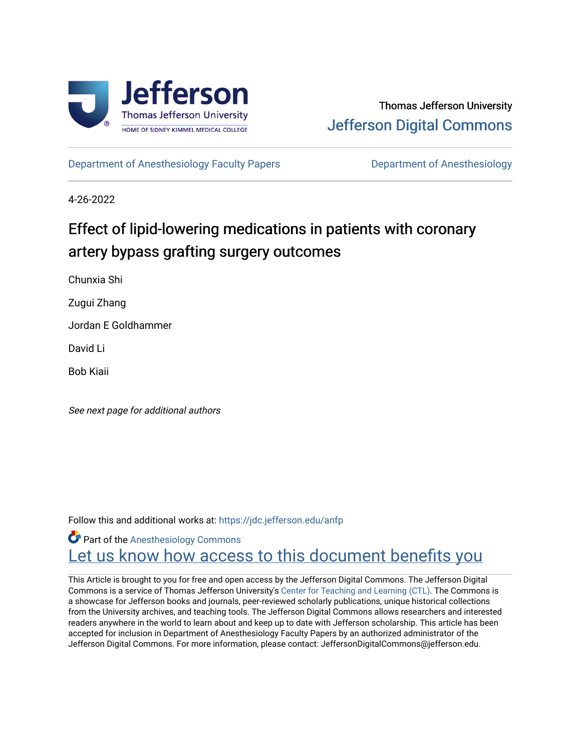Thomas Jefferson University

Jefferson Digital Commons

Department of Anesthesiology Faculty Papers

Department of Anesthesiology

4-26-2022

# Effect of lipid-lowering medications in patients with coronary artery bypass grafting surgery outcomes

Chunxia Shi

Zugui Zhang

Jordan E Goldhammer

David Li

Bob Kiaii

*See next page for additional authors*

Follow this and additional works at: https://jdc.jefferson.edu/anfp

Part of the Anesthesiology Commons

Let us know how access to this document benefits you

This Article is brought to you for free and open access by the Jefferson Digital Commons. The Jefferson Digital Commons is a service of Thomas Jefferson University's Center for Teaching and Learning (CTL). The Commons is a showcase for Jefferson books and journals, peer-reviewed scholarly publications, unique historical collections from the University archives, and teaching tools. The Jefferson Digital Commons allows researchers and interested readers anywhere in the world to learn about and keep up to date with Jefferson scholarship. This article has been accepted for inclusion in Department of Anesthesiology Faculty Papers by an authorized administrator of the Jefferson Digital Commons. For more information, please contact: JeffersonDigitalCommons@jefferson.edu.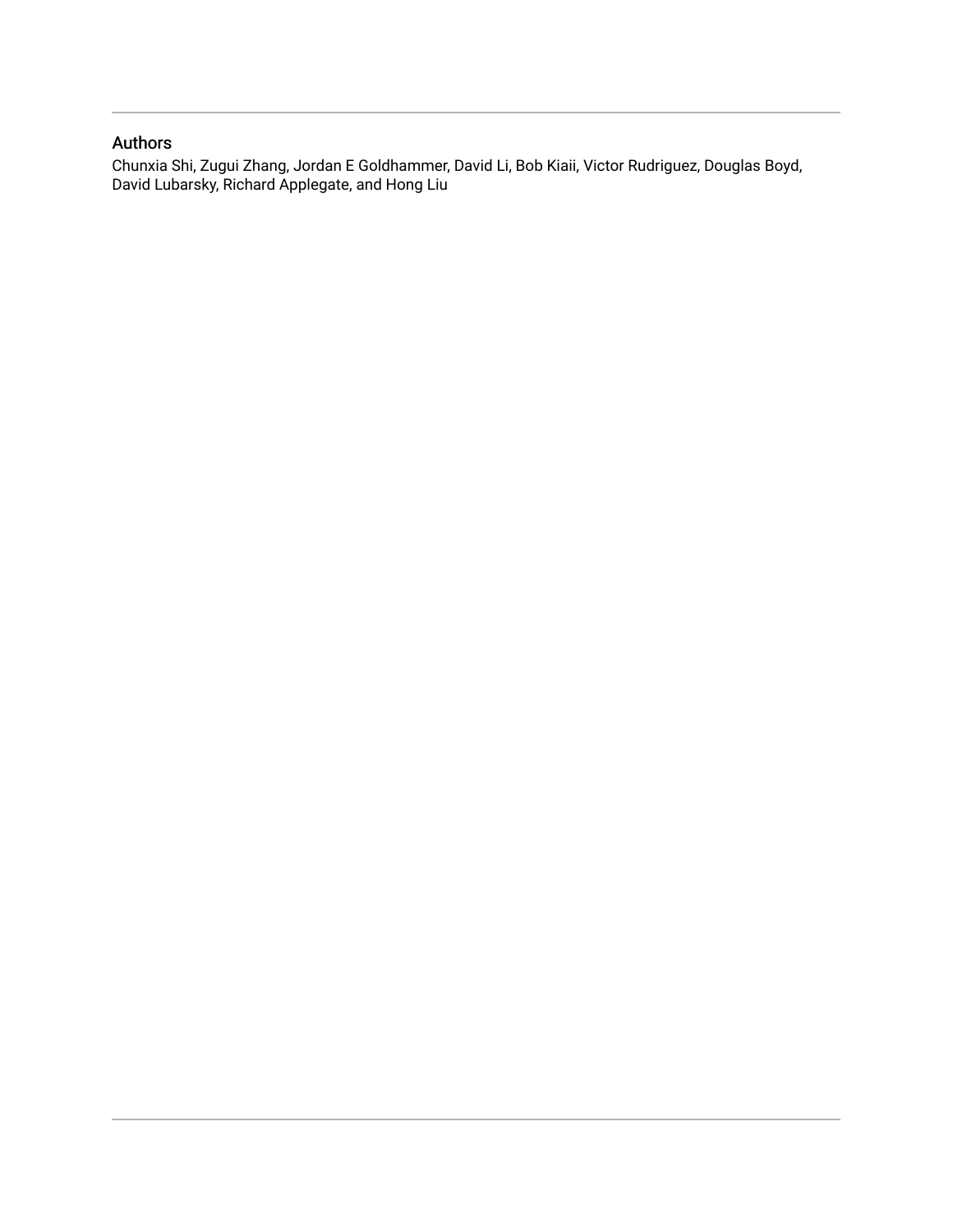## Authors

Chunxia Shi, Zugui Zhang, Jordan E Goldhammer, David Li, Bob Kiaii, Victor Rudriguez, Douglas Boyd, David Lubarsky, Richard Applegate, and Hong Liu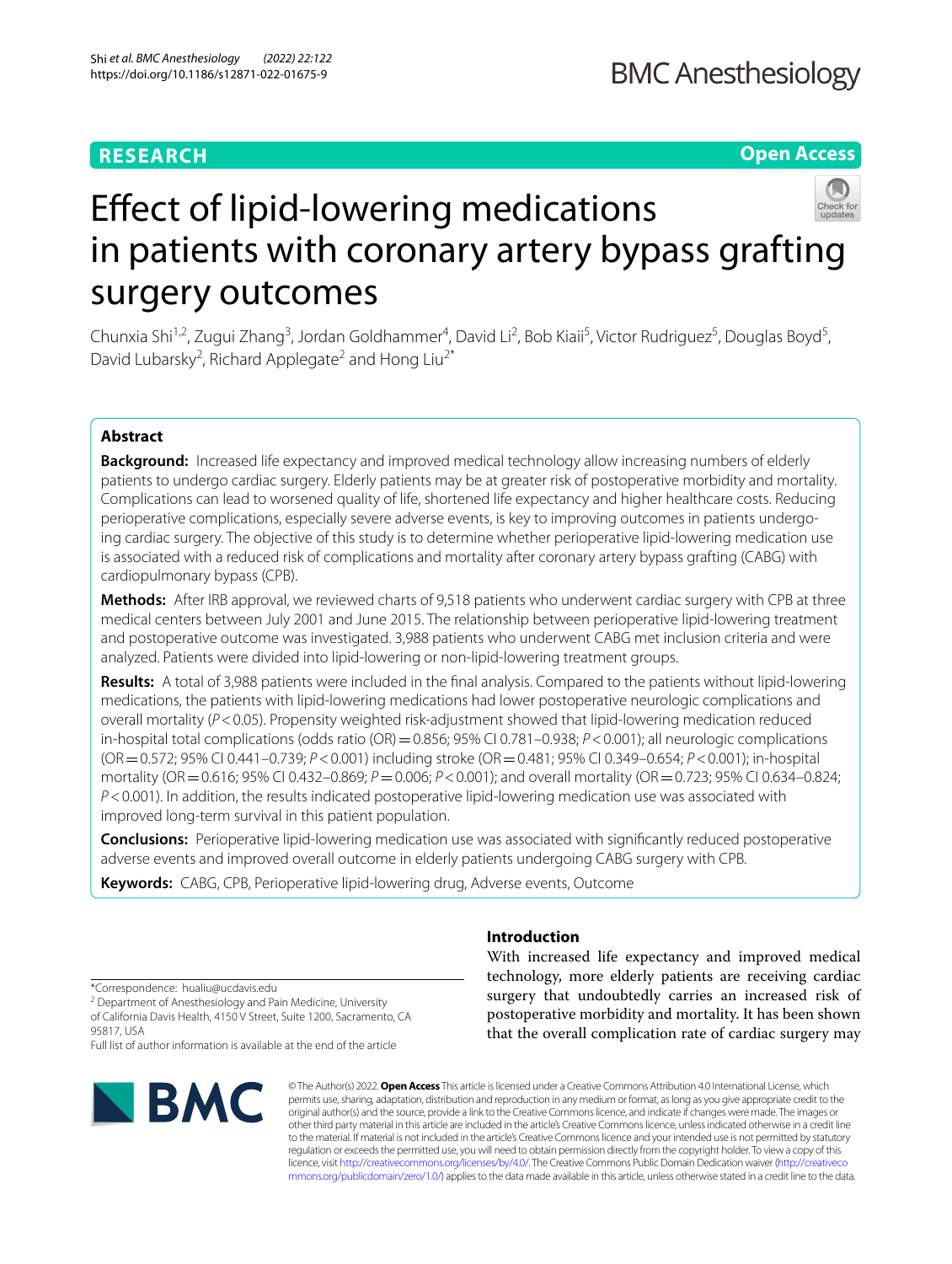# Effect of lipid-lowering medications in patients with coronary artery bypass grafting surgery outcomes

Chunxia Shi[1,2], Zugui Zhang[3], Jordan Goldhammer[4], David Li[2], Bob Kiaii[5], Victor Rudriguez[5], Douglas Boyd[5], David Lubarsky[2], Richard Applegate[2] and Hong Liu[2*]

## Abstract

**Background:** Increased life expectancy and improved medical technology allow increasing numbers of elderly patients to undergo cardiac surgery. Elderly patients may be at greater risk of postoperative morbidity and mortality. Complications can lead to worsened quality of life, shortened life expectancy and higher healthcare costs. Reducing perioperative complications, especially severe adverse events, is key to improving outcomes in patients undergoing cardiac surgery. The objective of this study is to determine whether perioperative lipid-lowering medication use is associated with a reduced risk of complications and mortality after coronary artery bypass grafting (CABG) with cardiopulmonary bypass (CPB).

**Methods:** After IRB approval, we reviewed charts of 9,518 patients who underwent cardiac surgery with CPB at three medical centers between July 2001 and June 2015. The relationship between perioperative lipid-lowering treatment and postoperative outcome was investigated. 3,988 patients who underwent CABG met inclusion criteria and were analyzed. Patients were divided into lipid-lowering or non-lipid-lowering treatment groups.

**Results:** A total of 3,988 patients were included in the final analysis. Compared to the patients without lipid-lowering medications, the patients with lipid-lowering medications had lower postoperative neurologic complications and overall mortality ($P < 0.05$). Propensity weighted risk-adjustment showed that lipid-lowering medication reduced in-hospital total complications (odds ratio (OR) = 0.856; 95% CI 0.781–0.938; $P < 0.001$); all neurologic complications (OR = 0.572; 95% CI 0.441–0.739; $P < 0.001$) including stroke (OR = 0.481; 95% CI 0.349–0.654; $P < 0.001$); in-hospital mortality (OR = 0.616; 95% CI 0.432–0.869; $P = 0.006$; $P < 0.001$); and overall mortality (OR = 0.723; 95% CI 0.634–0.824; $P < 0.001$). In addition, the results indicated postoperative lipid-lowering medication use was associated with improved long-term survival in this patient population.

**Conclusions:** Perioperative lipid-lowering medication use was associated with significantly reduced postoperative adverse events and improved overall outcome in elderly patients undergoing CABG surgery with CPB.

**Keywords:** CABG, CPB, Perioperative lipid-lowering drug, Adverse events, Outcome

## Introduction

With increased life expectancy and improved medical technology, more elderly patients are receiving cardiac surgery that undoubtedly carries an increased risk of postoperative morbidity and mortality. It has been shown that the overall complication rate of cardiac surgery may

*Correspondence: hualiu@ucdavis.edu
[2] Department of Anesthesiology and Pain Medicine, University of California Davis Health, 4150 V Street, Suite 1200, Sacramento, CA 95817, USA
Full list of author information is available at the end of the article

© The Author(s) 2022. **Open Access** This article is licensed under a Creative Commons Attribution 4.0 International License, which permits use, sharing, adaptation, distribution and reproduction in any medium or format, as long as you give appropriate credit to the original author(s) and the source, provide a link to the Creative Commons licence, and indicate if changes were made. The images or other third party material in this article are included in the article's Creative Commons licence, unless indicated otherwise in a credit line to the material. If material is not included in the article's Creative Commons licence and your intended use is not permitted by statutory regulation or exceeds the permitted use, you will need to obtain permission directly from the copyright holder. To view a copy of this licence, visit http://creativecommons.org/licenses/by/4.0/. The Creative Commons Public Domain Dedication waiver (http://creativecommons.org/publicdomain/zero/1.0/) applies to the data made available in this article, unless otherwise stated in a credit line to the data.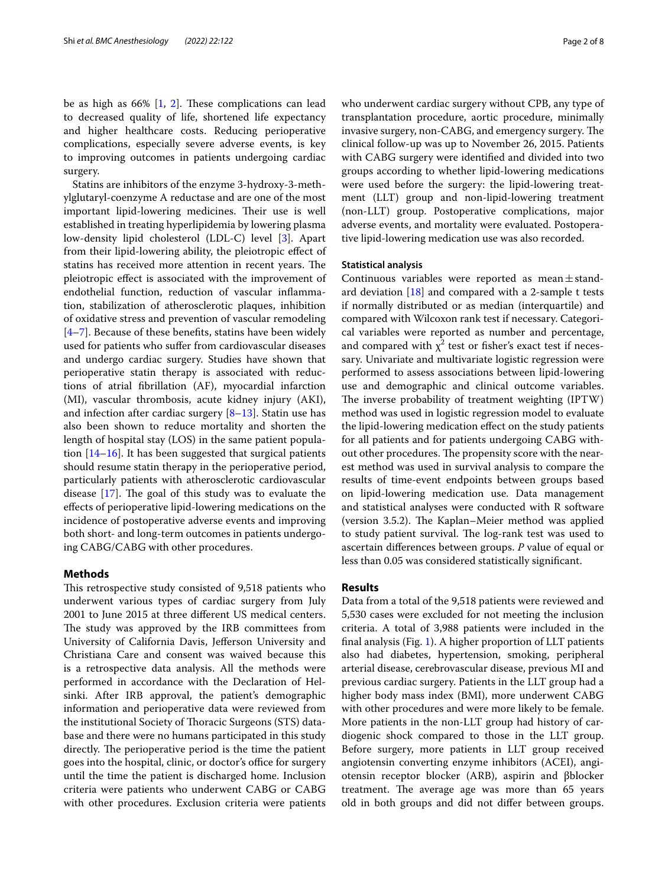be as high as 66% [1, 2]. These complications can lead to decreased quality of life, shortened life expectancy and higher healthcare costs. Reducing perioperative complications, especially severe adverse events, is key to improving outcomes in patients undergoing cardiac surgery.

Statins are inhibitors of the enzyme 3-hydroxy-3-methylglutaryl-coenzyme A reductase and are one of the most important lipid-lowering medicines. Their use is well established in treating hyperlipidemia by lowering plasma low-density lipid cholesterol (LDL-C) level [3]. Apart from their lipid-lowering ability, the pleiotropic effect of statins has received more attention in recent years. The pleiotropic effect is associated with the improvement of endothelial function, reduction of vascular inflammation, stabilization of atherosclerotic plaques, inhibition of oxidative stress and prevention of vascular remodeling [4–7]. Because of these benefits, statins have been widely used for patients who suffer from cardiovascular diseases and undergo cardiac surgery. Studies have shown that perioperative statin therapy is associated with reductions of atrial fibrillation (AF), myocardial infarction (MI), vascular thrombosis, acute kidney injury (AKI), and infection after cardiac surgery [8–13]. Statin use has also been shown to reduce mortality and shorten the length of hospital stay (LOS) in the same patient population [14–16]. It has been suggested that surgical patients should resume statin therapy in the perioperative period, particularly patients with atherosclerotic cardiovascular disease [17]. The goal of this study was to evaluate the effects of perioperative lipid-lowering medications on the incidence of postoperative adverse events and improving both short- and long-term outcomes in patients undergoing CABG/CABG with other procedures.

## Methods

This retrospective study consisted of 9,518 patients who underwent various types of cardiac surgery from July 2001 to June 2015 at three different US medical centers. The study was approved by the IRB committees from University of California Davis, Jefferson University and Christiana Care and consent was waived because this is a retrospective data analysis. All the methods were performed in accordance with the Declaration of Helsinki. After IRB approval, the patient's demographic information and perioperative data were reviewed from the institutional Society of Thoracic Surgeons (STS) database and there were no humans participated in this study directly. The perioperative period is the time the patient goes into the hospital, clinic, or doctor's office for surgery until the time the patient is discharged home. Inclusion criteria were patients who underwent CABG or CABG with other procedures. Exclusion criteria were patients who underwent cardiac surgery without CPB, any type of transplantation procedure, aortic procedure, minimally invasive surgery, non-CABG, and emergency surgery. The clinical follow-up was up to November 26, 2015. Patients with CABG surgery were identified and divided into two groups according to whether lipid-lowering medications were used before the surgery: the lipid-lowering treatment (LLT) group and non-lipid-lowering treatment (non-LLT) group. Postoperative complications, major adverse events, and mortality were evaluated. Postoperative lipid-lowering medication use was also recorded.

### Statistical analysis

Continuous variables were reported as mean ± standard deviation [18] and compared with a 2-sample t tests if normally distributed or as median (interquartile) and compared with Wilcoxon rank test if necessary. Categorical variables were reported as number and percentage, and compared with $\chi^2$ test or fisher's exact test if necessary. Univariate and multivariate logistic regression were performed to assess associations between lipid-lowering use and demographic and clinical outcome variables. The inverse probability of treatment weighting (IPTW) method was used in logistic regression model to evaluate the lipid-lowering medication effect on the study patients for all patients and for patients undergoing CABG without other procedures. The propensity score with the nearest method was used in survival analysis to compare the results of time-event endpoints between groups based on lipid-lowering medication use. Data management and statistical analyses were conducted with R software (version 3.5.2). The Kaplan–Meier method was applied to study patient survival. The log-rank test was used to ascertain differences between groups. *P* value of equal or less than 0.05 was considered statistically significant.

## Results

Data from a total of the 9,518 patients were reviewed and 5,530 cases were excluded for not meeting the inclusion criteria. A total of 3,988 patients were included in the final analysis (Fig. 1). A higher proportion of LLT patients also had diabetes, hypertension, smoking, peripheral arterial disease, cerebrovascular disease, previous MI and previous cardiac surgery. Patients in the LLT group had a higher body mass index (BMI), more underwent CABG with other procedures and were more likely to be female. More patients in the non-LLT group had history of cardiogenic shock compared to those in the LLT group. Before surgery, more patients in LLT group received angiotensin converting enzyme inhibitors (ACEI), angiotensin receptor blocker (ARB), aspirin and βblocker treatment. The average age was more than 65 years old in both groups and did not differ between groups.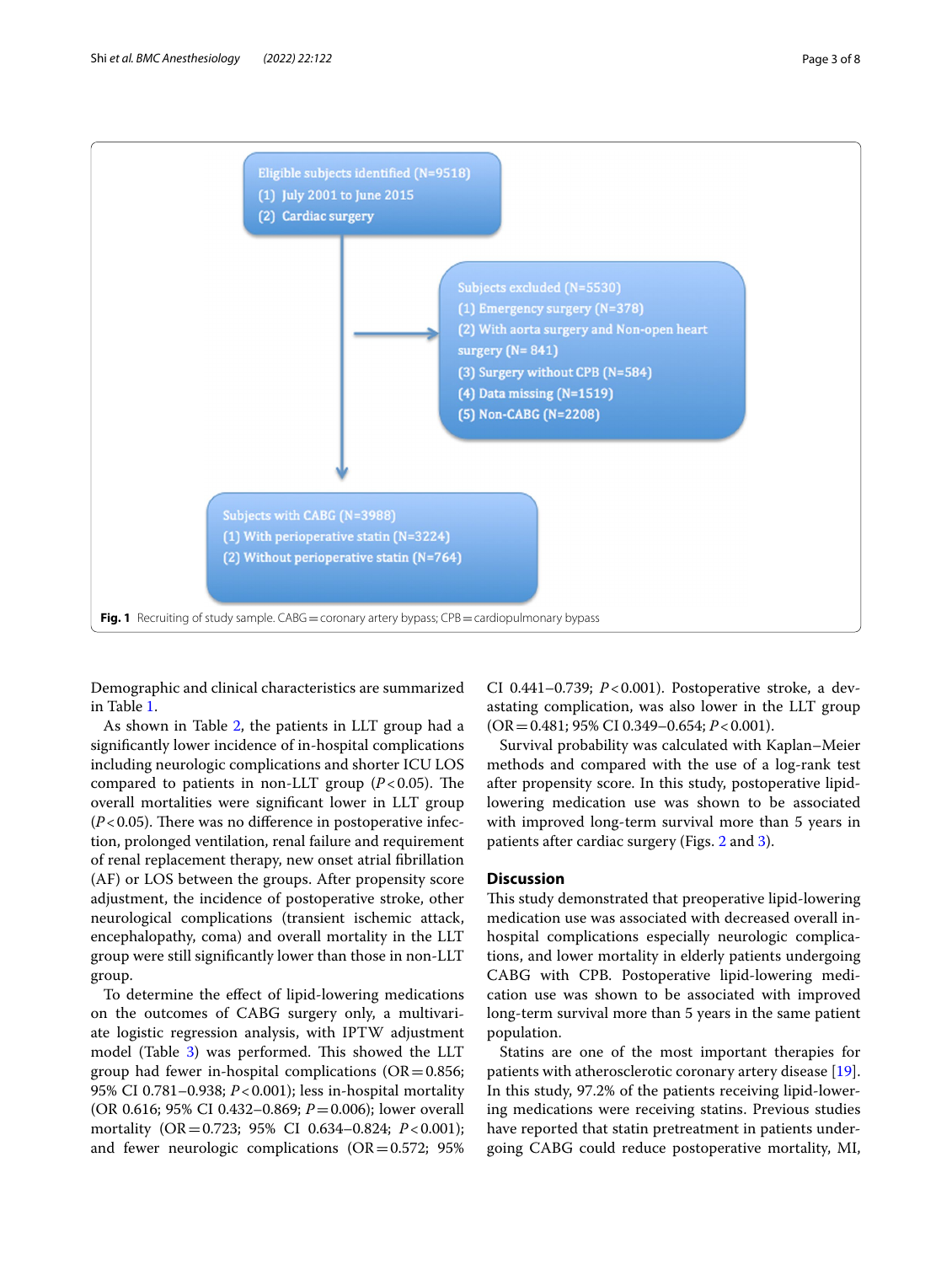Eligible subjects identified (N=9518)
(1) July 2001 to June 2015
(2) Cardiac surgery

Subjects excluded (N=5530)
(1) Emergency surgery (N=378)
(2) With aorta surgery and Non-open heart surgery (N= 841)
(3) Surgery without CPB (N=584)
(4) Data missing (N=1519)
(5) Non-CABG (N=2208)

Subjects with CABG (N=3988)
(1) With perioperative statin (N=3224)
(2) Without perioperative statin (N=764)

**Fig. 1** Recruiting of study sample. CABG = coronary artery bypass; CPB = cardiopulmonary bypass

Demographic and clinical characteristics are summarized in Table 1.

As shown in Table 2, the patients in LLT group had a significantly lower incidence of in-hospital complications including neurologic complications and shorter ICU LOS compared to patients in non-LLT group ($P < 0.05$). The overall mortalities were significant lower in LLT group ($P < 0.05$). There was no difference in postoperative infection, prolonged ventilation, renal failure and requirement of renal replacement therapy, new onset atrial fibrillation (AF) or LOS between the groups. After propensity score adjustment, the incidence of postoperative stroke, other neurological complications (transient ischemic attack, encephalopathy, coma) and overall mortality in the LLT group were still significantly lower than those in non-LLT group.

To determine the effect of lipid-lowering medications on the outcomes of CABG surgery only, a multivariate logistic regression analysis, with IPTW adjustment model (Table 3) was performed. This showed the LLT group had fewer in-hospital complications (OR = 0.856; 95% CI 0.781–0.938; $P < 0.001$); less in-hospital mortality (OR 0.616; 95% CI 0.432–0.869; $P = 0.006$); lower overall mortality (OR = 0.723; 95% CI 0.634–0.824; $P < 0.001$); and fewer neurologic complications (OR = 0.572; 95% CI 0.441–0.739; $P < 0.001$). Postoperative stroke, a devastating complication, was also lower in the LLT group (OR = 0.481; 95% CI 0.349–0.654; $P < 0.001$).

Survival probability was calculated with Kaplan–Meier methods and compared with the use of a log-rank test after propensity score. In this study, postoperative lipid-lowering medication use was shown to be associated with improved long-term survival more than 5 years in patients after cardiac surgery (Figs. 2 and 3).

## Discussion

This study demonstrated that preoperative lipid-lowering medication use was associated with decreased overall in-hospital complications especially neurologic complications, and lower mortality in elderly patients undergoing CABG with CPB. Postoperative lipid-lowering medication use was shown to be associated with improved long-term survival more than 5 years in the same patient population.

Statins are one of the most important therapies for patients with atherosclerotic coronary artery disease [19]. In this study, 97.2% of the patients receiving lipid-lowering medications were receiving statins. Previous studies have reported that statin pretreatment in patients undergoing CABG could reduce postoperative mortality, MI,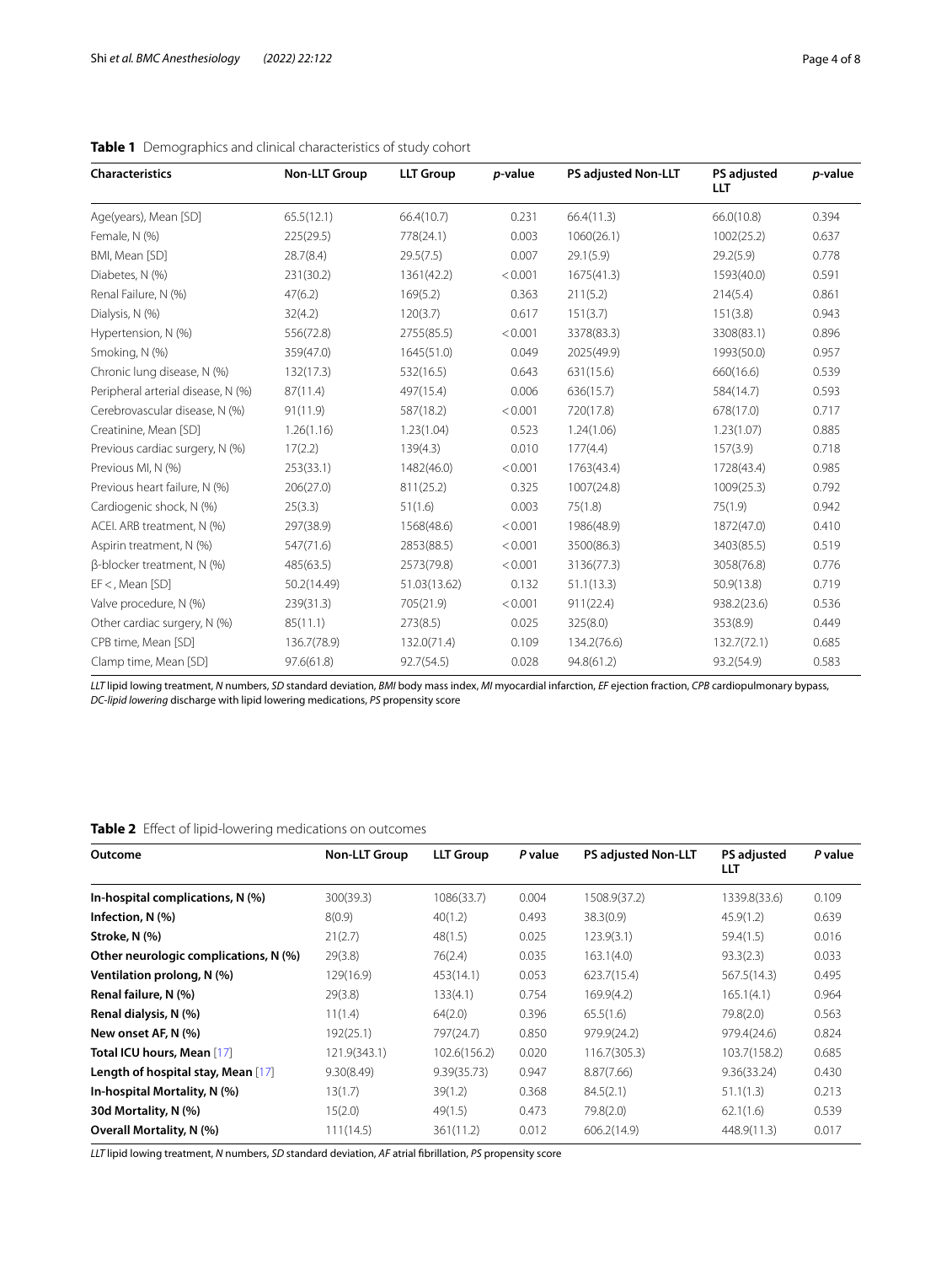**Table 1** Demographics and clinical characteristics of study cohort

| Characteristics | Non-LLT Group | LLT Group | *p*-value | PS adjusted Non-LLT | PS adjusted LLT | *p*-value |
|---|---|---|---|---|---|---|
| Age(years), Mean [SD] | 65.5(12.1) | 66.4(10.7) | 0.231 | 66.4(11.3) | 66.0(10.8) | 0.394 |
| Female, N (%) | 225(29.5) | 778(24.1) | 0.003 | 1060(26.1) | 1002(25.2) | 0.637 |
| BMI, Mean [SD] | 28.7(8.4) | 29.5(7.5) | 0.007 | 29.1(5.9) | 29.2(5.9) | 0.778 |
| Diabetes, N (%) | 231(30.2) | 1361(42.2) | < 0.001 | 1675(41.3) | 1593(40.0) | 0.591 |
| Renal Failure, N (%) | 47(6.2) | 169(5.2) | 0.363 | 211(5.2) | 214(5.4) | 0.861 |
| Dialysis, N (%) | 32(4.2) | 120(3.7) | 0.617 | 151(3.7) | 151(3.8) | 0.943 |
| Hypertension, N (%) | 556(72.8) | 2755(85.5) | < 0.001 | 3378(83.3) | 3308(83.1) | 0.896 |
| Smoking, N (%) | 359(47.0) | 1645(51.0) | 0.049 | 2025(49.9) | 1993(50.0) | 0.957 |
| Chronic lung disease, N (%) | 132(17.3) | 532(16.5) | 0.643 | 631(15.6) | 660(16.6) | 0.539 |
| Peripheral arterial disease, N (%) | 87(11.4) | 497(15.4) | 0.006 | 636(15.7) | 584(14.7) | 0.593 |
| Cerebrovascular disease, N (%) | 91(11.9) | 587(18.2) | < 0.001 | 720(17.8) | 678(17.0) | 0.717 |
| Creatinine, Mean [SD] | 1.26(1.16) | 1.23(1.04) | 0.523 | 1.24(1.06) | 1.23(1.07) | 0.885 |
| Previous cardiac surgery, N (%) | 17(2.2) | 139(4.3) | 0.010 | 177(4.4) | 157(3.9) | 0.718 |
| Previous MI, N (%) | 253(33.1) | 1482(46.0) | < 0.001 | 1763(43.4) | 1728(43.4) | 0.985 |
| Previous heart failure, N (%) | 206(27.0) | 811(25.2) | 0.325 | 1007(24.8) | 1009(25.3) | 0.792 |
| Cardiogenic shock, N (%) | 25(3.3) | 51(1.6) | 0.003 | 75(1.8) | 75(1.9) | 0.942 |
| ACEI. ARB treatment, N (%) | 297(38.9) | 1568(48.6) | < 0.001 | 1986(48.9) | 1872(47.0) | 0.410 |
| Aspirin treatment, N (%) | 547(71.6) | 2853(88.5) | < 0.001 | 3500(86.3) | 3403(85.5) | 0.519 |
| β-blocker treatment, N (%) | 485(63.5) | 2573(79.8) | < 0.001 | 3136(77.3) | 3058(76.8) | 0.776 |
| EF <, Mean [SD] | 50.2(14.49) | 51.03(13.62) | 0.132 | 51.1(13.3) | 50.9(13.8) | 0.719 |
| Valve procedure, N (%) | 239(31.3) | 705(21.9) | < 0.001 | 911(22.4) | 938.2(23.6) | 0.536 |
| Other cardiac surgery, N (%) | 85(11.1) | 273(8.5) | 0.025 | 325(8.0) | 353(8.9) | 0.449 |
| CPB time, Mean [SD] | 136.7(78.9) | 132.0(71.4) | 0.109 | 134.2(76.6) | 132.7(72.1) | 0.685 |
| Clamp time, Mean [SD] | 97.6(61.8) | 92.7(54.5) | 0.028 | 94.8(61.2) | 93.2(54.9) | 0.583 |

*LLT* lipid lowing treatment, *N* numbers, *SD* standard deviation, *BMI* body mass index, *MI* myocardial infarction, *EF* ejection fraction, *CPB* cardiopulmonary bypass, *DC-lipid lowering* discharge with lipid lowering medications, *PS* propensity score

**Table 2** Effect of lipid-lowering medications on outcomes

| Outcome | Non-LLT Group | LLT Group | *P* value | PS adjusted Non-LLT | PS adjusted LLT | *P* value |
|---|---|---|---|---|---|---|
| **In-hospital complications, N (%)** | 300(39.3) | 1086(33.7) | 0.004 | 1508.9(37.2) | 1339.8(33.6) | 0.109 |
| **Infection, N (%)** | 8(0.9) | 40(1.2) | 0.493 | 38.3(0.9) | 45.9(1.2) | 0.639 |
| **Stroke, N (%)** | 21(2.7) | 48(1.5) | 0.025 | 123.9(3.1) | 59.4(1.5) | 0.016 |
| **Other neurologic complications, N (%)** | 29(3.8) | 76(2.4) | 0.035 | 163.1(4.0) | 93.3(2.3) | 0.033 |
| **Ventilation prolong, N (%)** | 129(16.9) | 453(14.1) | 0.053 | 623.7(15.4) | 567.5(14.3) | 0.495 |
| **Renal failure, N (%)** | 29(3.8) | 133(4.1) | 0.754 | 169.9(4.2) | 165.1(4.1) | 0.964 |
| **Renal dialysis, N (%)** | 11(1.4) | 64(2.0) | 0.396 | 65.5(1.6) | 79.8(2.0) | 0.563 |
| **New onset AF, N (%)** | 192(25.1) | 797(24.7) | 0.850 | 979.9(24.2) | 979.4(24.6) | 0.824 |
| **Total ICU hours, Mean** [17] | 121.9(343.1) | 102.6(156.2) | 0.020 | 116.7(305.3) | 103.7(158.2) | 0.685 |
| **Length of hospital stay, Mean** [17] | 9.30(8.49) | 9.39(35.73) | 0.947 | 8.87(7.66) | 9.36(33.24) | 0.430 |
| **In-hospital Mortality, N (%)** | 13(1.7) | 39(1.2) | 0.368 | 84.5(2.1) | 51.1(1.3) | 0.213 |
| **30d Mortality, N (%)** | 15(2.0) | 49(1.5) | 0.473 | 79.8(2.0) | 62.1(1.6) | 0.539 |
| **Overall Mortality, N (%)** | 111(14.5) | 361(11.2) | 0.012 | 606.2(14.9) | 448.9(11.3) | 0.017 |

*LLT* lipid lowing treatment, *N* numbers, *SD* standard deviation, *AF* atrial fibrillation, *PS* propensity score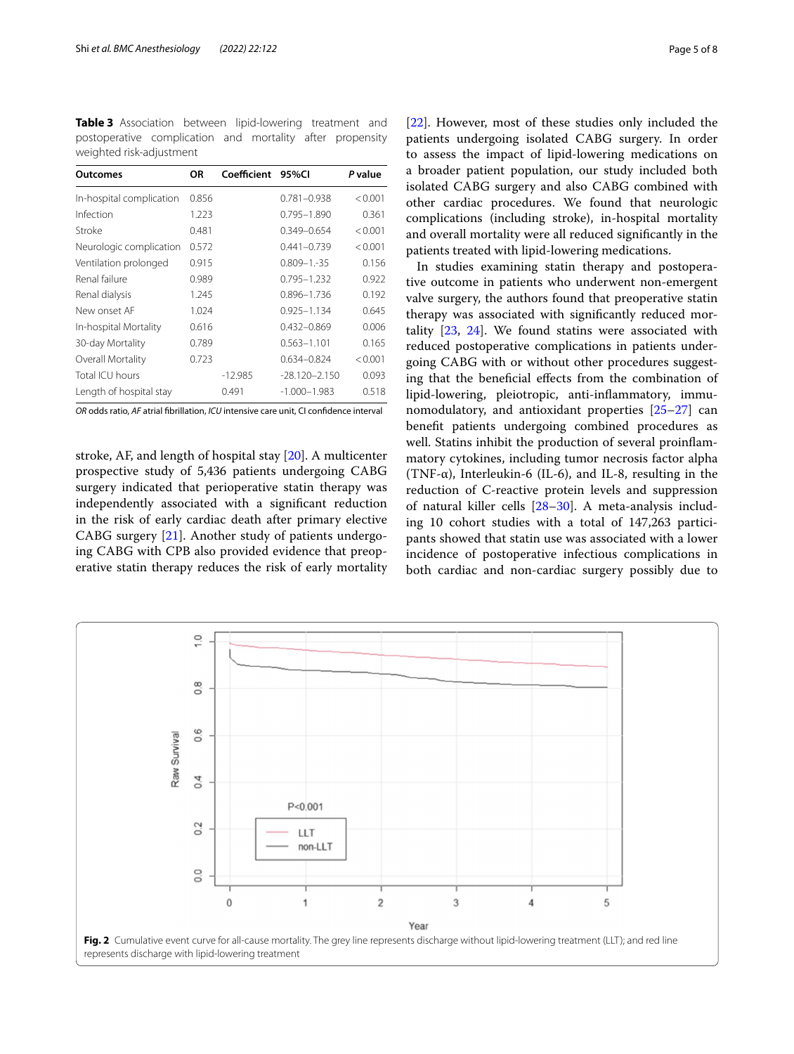**Table 3** Association between lipid-lowering treatment and postoperative complication and mortality after propensity weighted risk-adjustment

| Outcomes | OR | Coefficient | 95%CI | *P* value |
|---|---|---|---|---|
| In-hospital complication | 0.856 | | 0.781–0.938 | < 0.001 |
| Infection | 1.223 | | 0.795–1.890 | 0.361 |
| Stroke | 0.481 | | 0.349–0.654 | < 0.001 |
| Neurologic complication | 0.572 | | 0.441–0.739 | < 0.001 |
| Ventilation prolonged | 0.915 | | 0.809–1.-35 | 0.156 |
| Renal failure | 0.989 | | 0.795–1.232 | 0.922 |
| Renal dialysis | 1.245 | | 0.896–1.736 | 0.192 |
| New onset AF | 1.024 | | 0.925–1.134 | 0.645 |
| In-hospital Mortality | 0.616 | | 0.432–0.869 | 0.006 |
| 30-day Mortality | 0.789 | | 0.563–1.101 | 0.165 |
| Overall Mortality | 0.723 | | 0.634–0.824 | < 0.001 |
| Total ICU hours | | -12.985 | -28.120–2.150 | 0.093 |
| Length of hospital stay | | 0.491 | -1.000–1.983 | 0.518 |

*OR* odds ratio, *AF* atrial fibrillation, *ICU* intensive care unit, CI confidence interval

stroke, AF, and length of hospital stay [20]. A multicenter prospective study of 5,436 patients undergoing CABG surgery indicated that perioperative statin therapy was independently associated with a significant reduction in the risk of early cardiac death after primary elective CABG surgery [21]. Another study of patients undergoing CABG with CPB also provided evidence that preoperative statin therapy reduces the risk of early mortality [22]. However, most of these studies only included the patients undergoing isolated CABG surgery. In order to assess the impact of lipid-lowering medications on a broader patient population, our study included both isolated CABG surgery and also CABG combined with other cardiac procedures. We found that neurologic complications (including stroke), in-hospital mortality and overall mortality were all reduced significantly in the patients treated with lipid-lowering medications.

In studies examining statin therapy and postoperative outcome in patients who underwent non-emergent valve surgery, the authors found that preoperative statin therapy was associated with significantly reduced mortality [23, 24]. We found statins were associated with reduced postoperative complications in patients undergoing CABG with or without other procedures suggesting that the beneficial effects from the combination of lipid-lowering, pleiotropic, anti-inflammatory, immunomodulatory, and antioxidant properties [25–27] can benefit patients undergoing combined procedures as well. Statins inhibit the production of several proinflammatory cytokines, including tumor necrosis factor alpha (TNF-α), Interleukin-6 (IL-6), and IL-8, resulting in the reduction of C-reactive protein levels and suppression of natural killer cells [28–30]. A meta-analysis including 10 cohort studies with a total of 147,263 participants showed that statin use was associated with a lower incidence of postoperative infectious complications in both cardiac and non-cardiac surgery possibly due to

**Fig. 2** Cumulative event curve for all-cause mortality. The grey line represents discharge without lipid-lowering treatment (LLT); and red line represents discharge with lipid-lowering treatment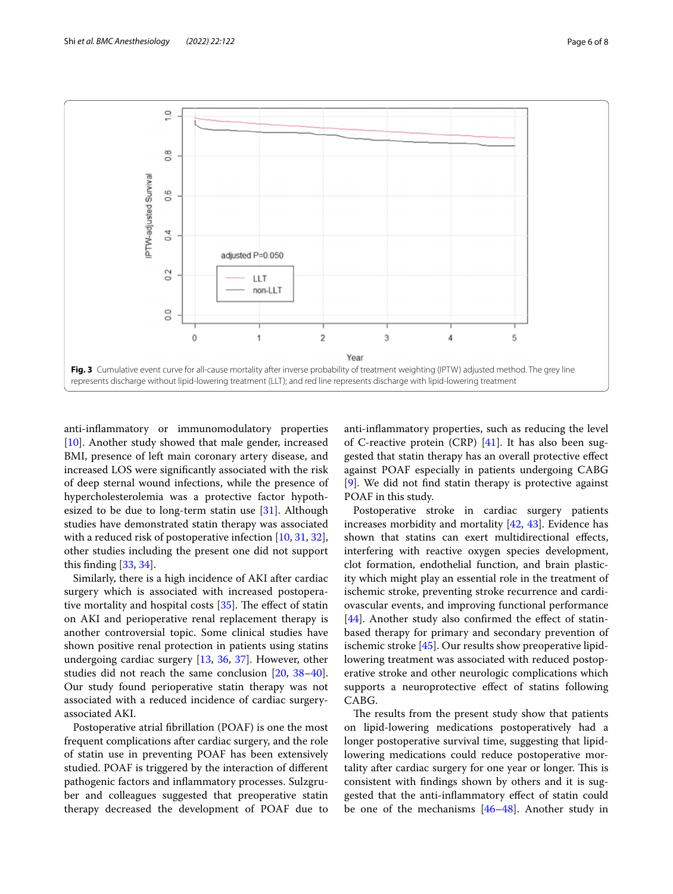Fig. 3 Cumulative event curve for all-cause mortality after inverse probability of treatment weighting (IPTW) adjusted method. The grey line represents discharge without lipid-lowering treatment (LLT); and red line represents discharge with lipid-lowering treatment

anti-inflammatory or immunomodulatory properties [10]. Another study showed that male gender, increased BMI, presence of left main coronary artery disease, and increased LOS were significantly associated with the risk of deep sternal wound infections, while the presence of hypercholesterolemia was a protective factor hypothesized to be due to long-term statin use [31]. Although studies have demonstrated statin therapy was associated with a reduced risk of postoperative infection [10, 31, 32], other studies including the present one did not support this finding [33, 34].

Similarly, there is a high incidence of AKI after cardiac surgery which is associated with increased postoperative mortality and hospital costs [35]. The effect of statin on AKI and perioperative renal replacement therapy is another controversial topic. Some clinical studies have shown positive renal protection in patients using statins undergoing cardiac surgery [13, 36, 37]. However, other studies did not reach the same conclusion [20, 38–40]. Our study found perioperative statin therapy was not associated with a reduced incidence of cardiac surgery-associated AKI.

Postoperative atrial fibrillation (POAF) is one the most frequent complications after cardiac surgery, and the role of statin use in preventing POAF has been extensively studied. POAF is triggered by the interaction of different pathogenic factors and inflammatory processes. Sulzgruber and colleagues suggested that preoperative statin therapy decreased the development of POAF due to anti-inflammatory properties, such as reducing the level of C-reactive protein (CRP) [41]. It has also been suggested that statin therapy has an overall protective effect against POAF especially in patients undergoing CABG [9]. We did not find statin therapy is protective against POAF in this study.

Postoperative stroke in cardiac surgery patients increases morbidity and mortality [42, 43]. Evidence has shown that statins can exert multidirectional effects, interfering with reactive oxygen species development, clot formation, endothelial function, and brain plasticity which might play an essential role in the treatment of ischemic stroke, preventing stroke recurrence and cardiovascular events, and improving functional performance [44]. Another study also confirmed the effect of statin-based therapy for primary and secondary prevention of ischemic stroke [45]. Our results show preoperative lipid-lowering treatment was associated with reduced postoperative stroke and other neurologic complications which supports a neuroprotective effect of statins following CABG.

The results from the present study show that patients on lipid-lowering medications postoperatively had a longer postoperative survival time, suggesting that lipid-lowering medications could reduce postoperative mortality after cardiac surgery for one year or longer. This is consistent with findings shown by others and it is suggested that the anti-inflammatory effect of statin could be one of the mechanisms [46–48]. Another study in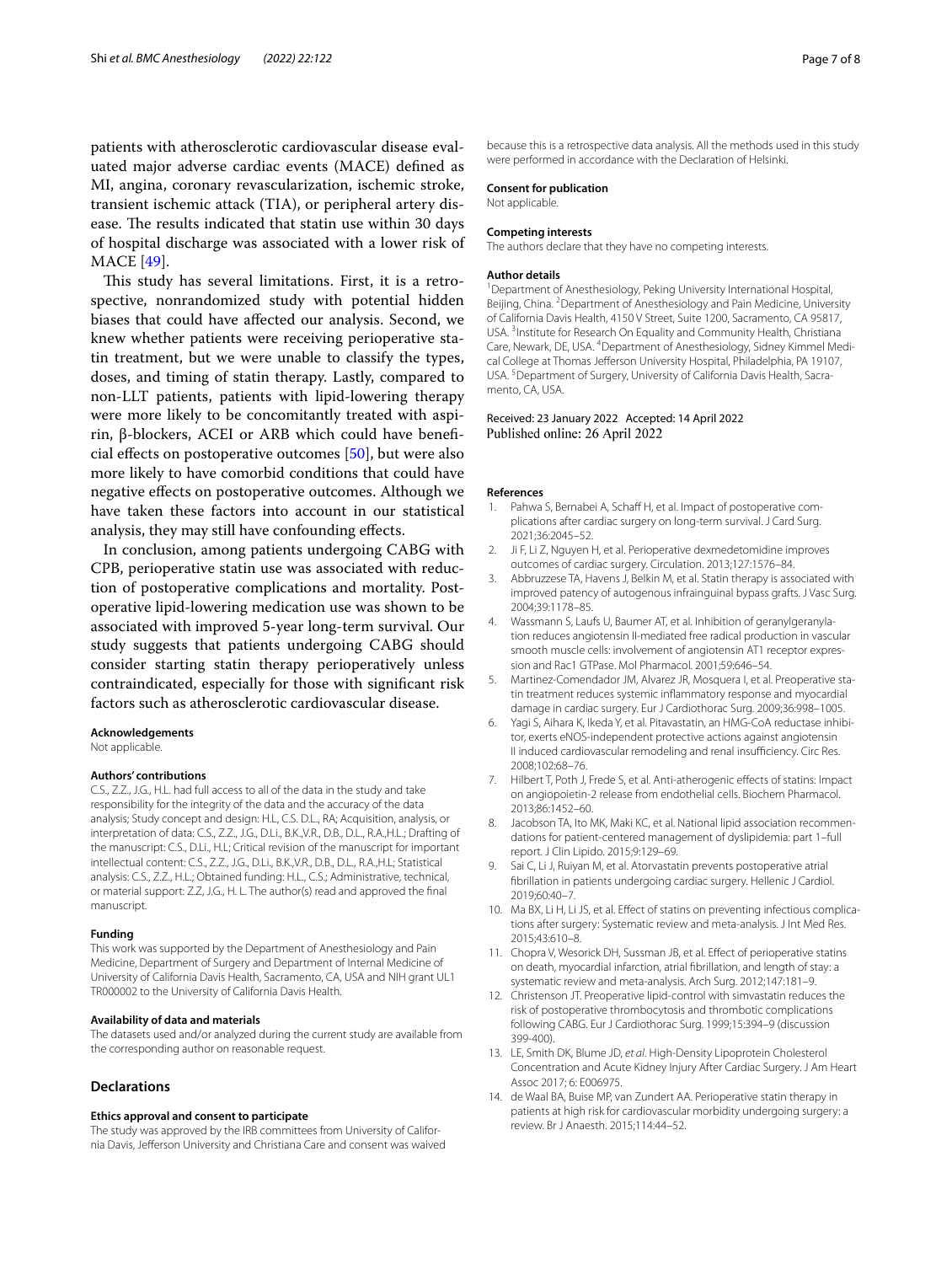patients with atherosclerotic cardiovascular disease evaluated major adverse cardiac events (MACE) defined as MI, angina, coronary revascularization, ischemic stroke, transient ischemic attack (TIA), or peripheral artery disease. The results indicated that statin use within 30 days of hospital discharge was associated with a lower risk of MACE [49].

This study has several limitations. First, it is a retrospective, nonrandomized study with potential hidden biases that could have affected our analysis. Second, we knew whether patients were receiving perioperative statin treatment, but we were unable to classify the types, doses, and timing of statin therapy. Lastly, compared to non-LLT patients, patients with lipid-lowering therapy were more likely to be concomitantly treated with aspirin, β-blockers, ACEI or ARB which could have beneficial effects on postoperative outcomes [50], but were also more likely to have comorbid conditions that could have negative effects on postoperative outcomes. Although we have taken these factors into account in our statistical analysis, they may still have confounding effects.

In conclusion, among patients undergoing CABG with CPB, perioperative statin use was associated with reduction of postoperative complications and mortality. Postoperative lipid-lowering medication use was shown to be associated with improved 5-year long-term survival. Our study suggests that patients undergoing CABG should consider starting statin therapy perioperatively unless contraindicated, especially for those with significant risk factors such as atherosclerotic cardiovascular disease.

#### Acknowledgements

Not applicable.

#### Authors' contributions

C.S., Z.Z., J.G., H.L. had full access to all of the data in the study and take responsibility for the integrity of the data and the accuracy of the data analysis; Study concept and design: H.L, C.S. D.L., RA; Acquisition, analysis, or interpretation of data: C.S., Z.Z., J.G., D.Li., B.K.,V.R., D.B., D.L., R.A.,H.L.; Drafting of the manuscript: C.S., D.Li., H.L; Critical revision of the manuscript for important intellectual content: C.S., Z.Z., J.G., D.Li., B.K.,V.R., D.B., D.L., R.A.,H.L; Statistical analysis: C.S., Z.Z., H.L.; Obtained funding: H.L., C.S.; Administrative, technical, or material support: Z.Z, J.G., H. L. The author(s) read and approved the final manuscript.

#### Funding

This work was supported by the Department of Anesthesiology and Pain Medicine, Department of Surgery and Department of Internal Medicine of University of California Davis Health, Sacramento, CA, USA and NIH grant UL1 TR000002 to the University of California Davis Health.

#### Availability of data and materials

The datasets used and/or analyzed during the current study are available from the corresponding author on reasonable request.

## Declarations

#### Ethics approval and consent to participate

The study was approved by the IRB committees from University of California Davis, Jefferson University and Christiana Care and consent was waived because this is a retrospective data analysis. All the methods used in this study were performed in accordance with the Declaration of Helsinki.

#### Consent for publication

Not applicable.

#### Competing interests

The authors declare that they have no competing interests.

#### Author details

[1]Department of Anesthesiology, Peking University International Hospital, Beijing, China. [2]Department of Anesthesiology and Pain Medicine, University of California Davis Health, 4150 V Street, Suite 1200, Sacramento, CA 95817, USA. [3]Institute for Research On Equality and Community Health, Christiana Care, Newark, DE, USA. [4]Department of Anesthesiology, Sidney Kimmel Medical College at Thomas Jefferson University Hospital, Philadelphia, PA 19107, USA. [5]Department of Surgery, University of California Davis Health, Sacramento, CA, USA.

Received: 23 January 2022 Accepted: 14 April 2022
Published online: 26 April 2022

#### References

1. Pahwa S, Bernabei A, Schaff H, et al. Impact of postoperative complications after cardiac surgery on long-term survival. J Card Surg. 2021;36:2045–52.
2. Ji F, Li Z, Nguyen H, et al. Perioperative dexmedetomidine improves outcomes of cardiac surgery. Circulation. 2013;127:1576–84.
3. Abbruzzese TA, Havens J, Belkin M, et al. Statin therapy is associated with improved patency of autogenous infrainguinal bypass grafts. J Vasc Surg. 2004;39:1178–85.
4. Wassmann S, Laufs U, Baumer AT, et al. Inhibition of geranylgeranylation reduces angiotensin II-mediated free radical production in vascular smooth muscle cells: involvement of angiotensin AT1 receptor expression and Rac1 GTPase. Mol Pharmacol. 2001;59:646–54.
5. Martinez-Comendador JM, Alvarez JR, Mosquera I, et al. Preoperative statin treatment reduces systemic inflammatory response and myocardial damage in cardiac surgery. Eur J Cardiothorac Surg. 2009;36:998–1005.
6. Yagi S, Aihara K, Ikeda Y, et al. Pitavastatin, an HMG-CoA reductase inhibitor, exerts eNOS-independent protective actions against angiotensin II induced cardiovascular remodeling and renal insufficiency. Circ Res. 2008;102:68–76.
7. Hilbert T, Poth J, Frede S, et al. Anti-atherogenic effects of statins: Impact on angiopoietin-2 release from endothelial cells. Biochem Pharmacol. 2013;86:1452–60.
8. Jacobson TA, Ito MK, Maki KC, et al. National lipid association recommendations for patient-centered management of dyslipidemia: part 1–full report. J Clin Lipido. 2015;9:129–69.
9. Sai C, Li J, Ruiyan M, et al. Atorvastatin prevents postoperative atrial fibrillation in patients undergoing cardiac surgery. Hellenic J Cardiol. 2019;60:40–7.
10. Ma BX, Li H, Li JS, et al. Effect of statins on preventing infectious complications after surgery: Systematic review and meta-analysis. J Int Med Res. 2015;43:610–8.
11. Chopra V, Wesorick DH, Sussman JB, et al. Effect of perioperative statins on death, myocardial infarction, atrial fibrillation, and length of stay: a systematic review and meta-analysis. Arch Surg. 2012;147:181–9.
12. Christenson JT. Preoperative lipid-control with simvastatin reduces the risk of postoperative thrombocytosis and thrombotic complications following CABG. Eur J Cardiothorac Surg. 1999;15:394–9 (discussion 399-400).
13. LE, Smith DK, Blume JD, *et al*. High-Density Lipoprotein Cholesterol Concentration and Acute Kidney Injury After Cardiac Surgery. J Am Heart Assoc 2017; 6: E006975.
14. de Waal BA, Buise MP, van Zundert AA. Perioperative statin therapy in patients at high risk for cardiovascular morbidity undergoing surgery: a review. Br J Anaesth. 2015;114:44–52.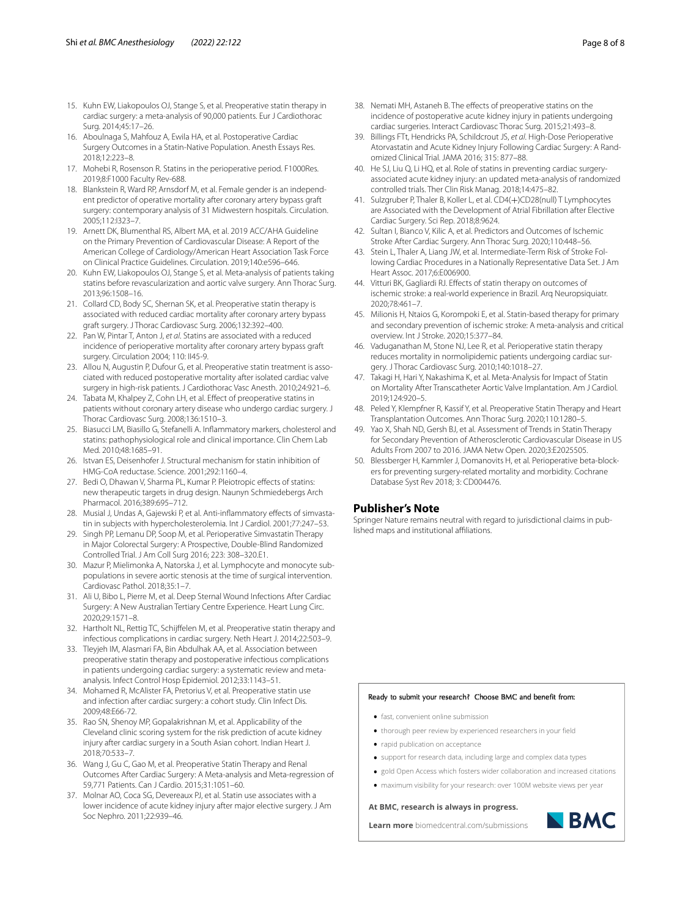15. Kuhn EW, Liakopoulos OJ, Stange S, et al. Preoperative statin therapy in cardiac surgery: a meta-analysis of 90,000 patients. Eur J Cardiothorac Surg. 2014;45:17–26.
16. Aboulnaga S, Mahfouz A, Ewila HA, et al. Postoperative Cardiac Surgery Outcomes in a Statin-Native Population. Anesth Essays Res. 2018;12:223–8.
17. Mohebi R, Rosenson R. Statins in the perioperative period. F1000Res. 2019;8:F1000 Faculty Rev-688.
18. Blankstein R, Ward RP, Arnsdorf M, et al. Female gender is an independent predictor of operative mortality after coronary artery bypass graft surgery: contemporary analysis of 31 Midwestern hospitals. Circulation. 2005;112:I323–7.
19. Arnett DK, Blumenthal RS, Albert MA, et al. 2019 ACC/AHA Guideline on the Primary Prevention of Cardiovascular Disease: A Report of the American College of Cardiology/American Heart Association Task Force on Clinical Practice Guidelines. Circulation. 2019;140:e596–646.
20. Kuhn EW, Liakopoulos OJ, Stange S, et al. Meta-analysis of patients taking statins before revascularization and aortic valve surgery. Ann Thorac Surg. 2013;96:1508–16.
21. Collard CD, Body SC, Shernan SK, et al. Preoperative statin therapy is associated with reduced cardiac mortality after coronary artery bypass graft surgery. J Thorac Cardiovasc Surg. 2006;132:392–400.
22. Pan W, Pintar T, Anton J, *et al*. Statins are associated with a reduced incidence of perioperative mortality after coronary artery bypass graft surgery. Circulation 2004; 110: II45-9.
23. Allou N, Augustin P, Dufour G, et al. Preoperative statin treatment is associated with reduced postoperative mortality after isolated cardiac valve surgery in high-risk patients. J Cardiothorac Vasc Anesth. 2010;24:921–6.
24. Tabata M, Khalpey Z, Cohn LH, et al. Effect of preoperative statins in patients without coronary artery disease who undergo cardiac surgery. J Thorac Cardiovasc Surg. 2008;136:1510–3.
25. Biasucci LM, Biasillo G, Stefanelli A. Inflammatory markers, cholesterol and statins: pathophysiological role and clinical importance. Clin Chem Lab Med. 2010;48:1685–91.
26. Istvan ES, Deisenhofer J. Structural mechanism for statin inhibition of HMG-CoA reductase. Science. 2001;292:1160–4.
27. Bedi O, Dhawan V, Sharma PL, Kumar P. Pleiotropic effects of statins: new therapeutic targets in drug design. Naunyn Schmiedebergs Arch Pharmacol. 2016;389:695–712.
28. Musial J, Undas A, Gajewski P, et al. Anti-inflammatory effects of simvastatin in subjects with hypercholesterolemia. Int J Cardiol. 2001;77:247–53.
29. Singh PP, Lemanu DP, Soop M, et al. Perioperative Simvastatin Therapy in Major Colorectal Surgery: A Prospective, Double-Blind Randomized Controlled Trial. J Am Coll Surg 2016; 223: 308–320.E1.
30. Mazur P, Mielimonka A, Natorska J, et al. Lymphocyte and monocyte subpopulations in severe aortic stenosis at the time of surgical intervention. Cardiovasc Pathol. 2018;35:1–7.
31. Ali U, Bibo L, Pierre M, et al. Deep Sternal Wound Infections After Cardiac Surgery: A New Australian Tertiary Centre Experience. Heart Lung Circ. 2020;29:1571–8.
32. Hartholt NL, Rettig TC, Schijffelen M, et al. Preoperative statin therapy and infectious complications in cardiac surgery. Neth Heart J. 2014;22:503–9.
33. Tleyjeh IM, Alasmari FA, Bin Abdulhak AA, et al. Association between preoperative statin therapy and postoperative infectious complications in patients undergoing cardiac surgery: a systematic review and meta-analysis. Infect Control Hosp Epidemiol. 2012;33:1143–51.
34. Mohamed R, McAlister FA, Pretorius V, et al. Preoperative statin use and infection after cardiac surgery: a cohort study. Clin Infect Dis. 2009;48:E66-72.
35. Rao SN, Shenoy MP, Gopalakrishnan M, et al. Applicability of the Cleveland clinic scoring system for the risk prediction of acute kidney injury after cardiac surgery in a South Asian cohort. Indian Heart J. 2018;70:533–7.
36. Wang J, Gu C, Gao M, et al. Preoperative Statin Therapy and Renal Outcomes After Cardiac Surgery: A Meta-analysis and Meta-regression of 59,771 Patients. Can J Cardio. 2015;31:1051–60.
37. Molnar AO, Coca SG, Devereaux PJ, et al. Statin use associates with a lower incidence of acute kidney injury after major elective surgery. J Am Soc Nephro. 2011;22:939–46.
38. Nemati MH, Astaneh B. The effects of preoperative statins on the incidence of postoperative acute kidney injury in patients undergoing cardiac surgeries. Interact Cardiovasc Thorac Surg. 2015;21:493–8.
39. Billings FTt, Hendricks PA, Schildcrout JS, *et al*. High-Dose Perioperative Atorvastatin and Acute Kidney Injury Following Cardiac Surgery: A Randomized Clinical Trial. JAMA 2016; 315: 877–88.
40. He SJ, Liu Q, Li HQ, et al. Role of statins in preventing cardiac surgery-associated acute kidney injury: an updated meta-analysis of randomized controlled trials. Ther Clin Risk Manag. 2018;14:475–82.
41. Sulzgruber P, Thaler B, Koller L, et al. CD4(+)CD28(null) T Lymphocytes are Associated with the Development of Atrial Fibrillation after Elective Cardiac Surgery. Sci Rep. 2018;8:9624.
42. Sultan I, Bianco V, Kilic A, et al. Predictors and Outcomes of Ischemic Stroke After Cardiac Surgery. Ann Thorac Surg. 2020;110:448–56.
43. Stein L, Thaler A, Liang JW, et al. Intermediate-Term Risk of Stroke Following Cardiac Procedures in a Nationally Representative Data Set. J Am Heart Assoc. 2017;6:E006900.
44. Vitturi BK, Gagliardi RJ. Effects of statin therapy on outcomes of ischemic stroke: a real-world experience in Brazil. Arq Neuropsiquiatr. 2020;78:461–7.
45. Milionis H, Ntaios G, Korompoki E, et al. Statin-based therapy for primary and secondary prevention of ischemic stroke: A meta-analysis and critical overview. Int J Stroke. 2020;15:377–84.
46. Vaduganathan M, Stone NJ, Lee R, et al. Perioperative statin therapy reduces mortality in normolipidemic patients undergoing cardiac surgery. J Thorac Cardiovasc Surg. 2010;140:1018–27.
47. Takagi H, Hari Y, Nakashima K, et al. Meta-Analysis for Impact of Statin on Mortality After Transcatheter Aortic Valve Implantation. Am J Cardiol. 2019;124:920–5.
48. Peled Y, Klempfner R, Kassif Y, et al. Preoperative Statin Therapy and Heart Transplantation Outcomes. Ann Thorac Surg. 2020;110:1280–5.
49. Yao X, Shah ND, Gersh BJ, et al. Assessment of Trends in Statin Therapy for Secondary Prevention of Atherosclerotic Cardiovascular Disease in US Adults From 2007 to 2016. JAMA Netw Open. 2020;3:E2025505.
50. Blessberger H, Kammler J, Domanovits H, et al. Perioperative beta-blockers for preventing surgery-related mortality and morbidity. Cochrane Database Syst Rev 2018; 3: CD004476.

## Publisher's Note

Springer Nature remains neutral with regard to jurisdictional claims in published maps and institutional affiliations.

Ready to submit your research? Choose BMC and benefit from:

- fast, convenient online submission
- thorough peer review by experienced researchers in your field
- rapid publication on acceptance
- support for research data, including large and complex data types
- gold Open Access which fosters wider collaboration and increased citations
- maximum visibility for your research: over 100M website views per year

**At BMC, research is always in progress.**

**Learn more** biomedcentral.com/submissions